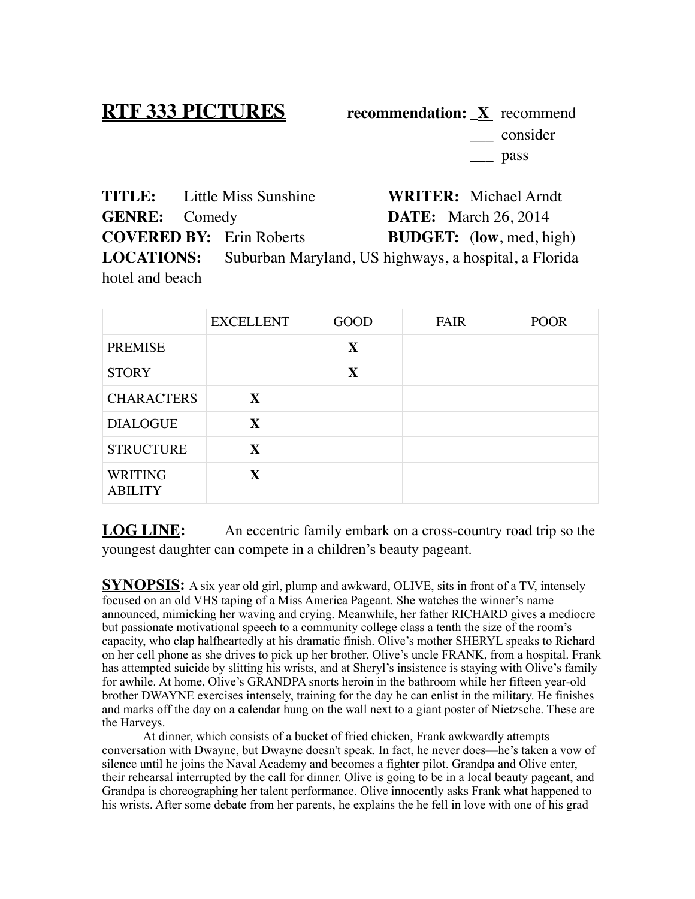# RTF 333 PICTURES

**recommendation:** _X_ recommend
___ consider
___ pass

**TITLE:** Little Miss Sunshine **WRITER:** Michael Arndt
**GENRE:** Comedy **DATE:** March 26, 2014
**COVERED BY:** Erin Roberts **BUDGET:** (**low**, med, high)
**LOCATIONS:** Suburban Maryland, US highways, a hospital, a Florida hotel and beach

| | EXCELLENT | GOOD | FAIR | POOR |
|---|---|---|---|---|
| PREMISE | | X | | |
| STORY | | X | | |
| CHARACTERS | X | | | |
| DIALOGUE | X | | | |
| STRUCTURE | X | | | |
| WRITING ABILITY | X | | | |

**LOG LINE:** An eccentric family embark on a cross-country road trip so the youngest daughter can compete in a children's beauty pageant.

**SYNOPSIS:** A six year old girl, plump and awkward, OLIVE, sits in front of a TV, intensely focused on an old VHS taping of a Miss America Pageant. She watches the winner's name announced, mimicking her waving and crying. Meanwhile, her father RICHARD gives a mediocre but passionate motivational speech to a community college class a tenth the size of the room's capacity, who clap halfheartedly at his dramatic finish. Olive's mother SHERYL speaks to Richard on her cell phone as she drives to pick up her brother, Olive's uncle FRANK, from a hospital. Frank has attempted suicide by slitting his wrists, and at Sheryl's insistence is staying with Olive's family for awhile. At home, Olive's GRANDPA snorts heroin in the bathroom while her fifteen year-old brother DWAYNE exercises intensely, training for the day he can enlist in the military. He finishes and marks off the day on a calendar hung on the wall next to a giant poster of Nietzsche. These are the Harveys.

At dinner, which consists of a bucket of fried chicken, Frank awkwardly attempts conversation with Dwayne, but Dwayne doesn't speak. In fact, he never does—he's taken a vow of silence until he joins the Naval Academy and becomes a fighter pilot. Grandpa and Olive enter, their rehearsal interrupted by the call for dinner. Olive is going to be in a local beauty pageant, and Grandpa is choreographing her talent performance. Olive innocently asks Frank what happened to his wrists. After some debate from her parents, he explains the he fell in love with one of his grad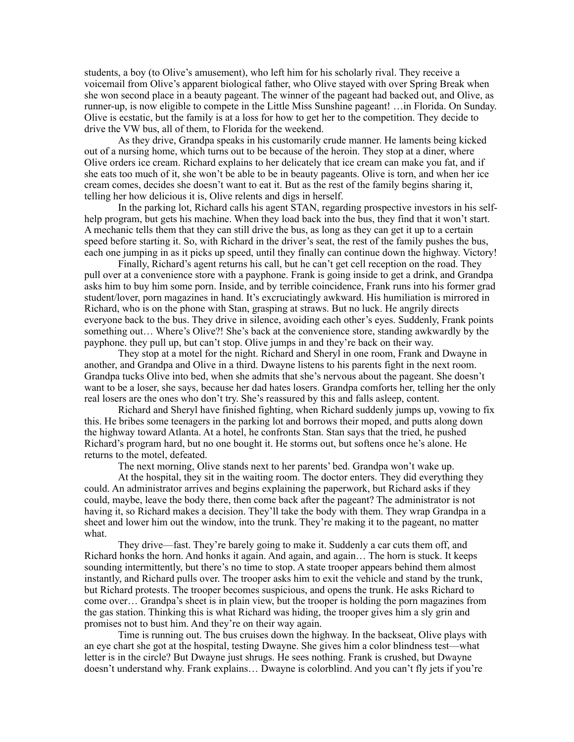students, a boy (to Olive's amusement), who left him for his scholarly rival. They receive a voicemail from Olive's apparent biological father, who Olive stayed with over Spring Break when she won second place in a beauty pageant. The winner of the pageant had backed out, and Olive, as runner-up, is now eligible to compete in the Little Miss Sunshine pageant! …in Florida. On Sunday. Olive is ecstatic, but the family is at a loss for how to get her to the competition. They decide to drive the VW bus, all of them, to Florida for the weekend.

As they drive, Grandpa speaks in his customarily crude manner. He laments being kicked out of a nursing home, which turns out to be because of the heroin. They stop at a diner, where Olive orders ice cream. Richard explains to her delicately that ice cream can make you fat, and if she eats too much of it, she won't be able to be in beauty pageants. Olive is torn, and when her ice cream comes, decides she doesn't want to eat it. But as the rest of the family begins sharing it, telling her how delicious it is, Olive relents and digs in herself.

In the parking lot, Richard calls his agent STAN, regarding prospective investors in his self-help program, but gets his machine. When they load back into the bus, they find that it won't start. A mechanic tells them that they can still drive the bus, as long as they can get it up to a certain speed before starting it. So, with Richard in the driver's seat, the rest of the family pushes the bus, each one jumping in as it picks up speed, until they finally can continue down the highway. Victory!

Finally, Richard's agent returns his call, but he can't get cell reception on the road. They pull over at a convenience store with a payphone. Frank is going inside to get a drink, and Grandpa asks him to buy him some porn. Inside, and by terrible coincidence, Frank runs into his former grad student/lover, porn magazines in hand. It's excruciatingly awkward. His humiliation is mirrored in Richard, who is on the phone with Stan, grasping at straws. But no luck. He angrily directs everyone back to the bus. They drive in silence, avoiding each other's eyes. Suddenly, Frank points something out… Where's Olive?! She's back at the convenience store, standing awkwardly by the payphone. they pull up, but can't stop. Olive jumps in and they're back on their way.

They stop at a motel for the night. Richard and Sheryl in one room, Frank and Dwayne in another, and Grandpa and Olive in a third. Dwayne listens to his parents fight in the next room. Grandpa tucks Olive into bed, when she admits that she's nervous about the pageant. She doesn't want to be a loser, she says, because her dad hates losers. Grandpa comforts her, telling her the only real losers are the ones who don't try. She's reassured by this and falls asleep, content.

Richard and Sheryl have finished fighting, when Richard suddenly jumps up, vowing to fix this. He bribes some teenagers in the parking lot and borrows their moped, and putts along down the highway toward Atlanta. At a hotel, he confronts Stan. Stan says that the tried, he pushed Richard's program hard, but no one bought it. He storms out, but softens once he's alone. He returns to the motel, defeated.

The next morning, Olive stands next to her parents' bed. Grandpa won't wake up.

At the hospital, they sit in the waiting room. The doctor enters. They did everything they could. An administrator arrives and begins explaining the paperwork, but Richard asks if they could, maybe, leave the body there, then come back after the pageant? The administrator is not having it, so Richard makes a decision. They'll take the body with them. They wrap Grandpa in a sheet and lower him out the window, into the trunk. They're making it to the pageant, no matter what.

They drive—fast. They're barely going to make it. Suddenly a car cuts them off, and Richard honks the horn. And honks it again. And again, and again… The horn is stuck. It keeps sounding intermittently, but there's no time to stop. A state trooper appears behind them almost instantly, and Richard pulls over. The trooper asks him to exit the vehicle and stand by the trunk, but Richard protests. The trooper becomes suspicious, and opens the trunk. He asks Richard to come over… Grandpa's sheet is in plain view, but the trooper is holding the porn magazines from the gas station. Thinking this is what Richard was hiding, the trooper gives him a sly grin and promises not to bust him. And they're on their way again.

Time is running out. The bus cruises down the highway. In the backseat, Olive plays with an eye chart she got at the hospital, testing Dwayne. She gives him a color blindness test—what letter is in the circle? But Dwayne just shrugs. He sees nothing. Frank is crushed, but Dwayne doesn't understand why. Frank explains… Dwayne is colorblind. And you can't fly jets if you're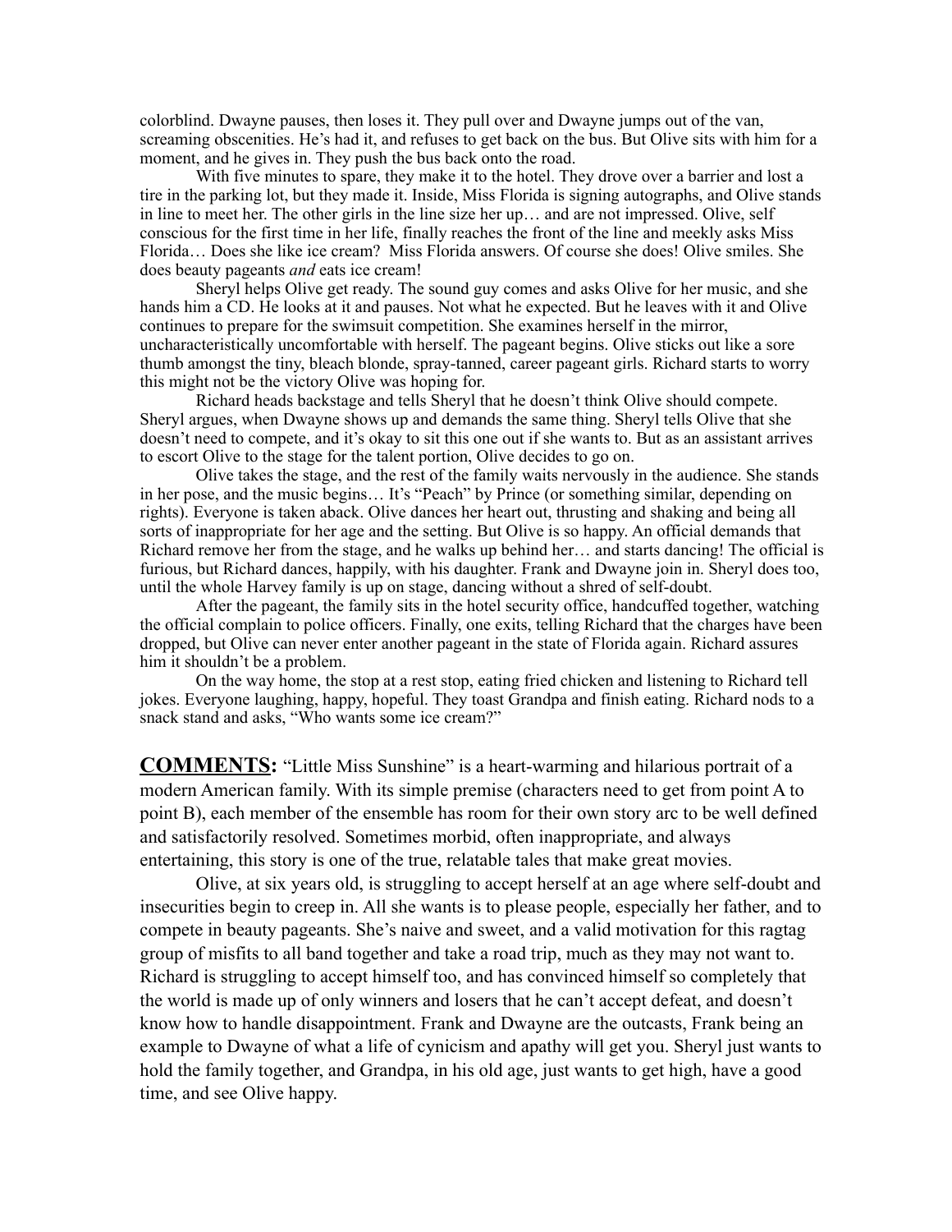colorblind. Dwayne pauses, then loses it. They pull over and Dwayne jumps out of the van, screaming obscenities. He's had it, and refuses to get back on the bus. But Olive sits with him for a moment, and he gives in. They push the bus back onto the road.

With five minutes to spare, they make it to the hotel. They drove over a barrier and lost a tire in the parking lot, but they made it. Inside, Miss Florida is signing autographs, and Olive stands in line to meet her. The other girls in the line size her up… and are not impressed. Olive, self conscious for the first time in her life, finally reaches the front of the line and meekly asks Miss Florida… Does she like ice cream? Miss Florida answers. Of course she does! Olive smiles. She does beauty pageants *and* eats ice cream!

Sheryl helps Olive get ready. The sound guy comes and asks Olive for her music, and she hands him a CD. He looks at it and pauses. Not what he expected. But he leaves with it and Olive continues to prepare for the swimsuit competition. She examines herself in the mirror, uncharacteristically uncomfortable with herself. The pageant begins. Olive sticks out like a sore thumb amongst the tiny, bleach blonde, spray-tanned, career pageant girls. Richard starts to worry this might not be the victory Olive was hoping for.

Richard heads backstage and tells Sheryl that he doesn't think Olive should compete. Sheryl argues, when Dwayne shows up and demands the same thing. Sheryl tells Olive that she doesn't need to compete, and it's okay to sit this one out if she wants to. But as an assistant arrives to escort Olive to the stage for the talent portion, Olive decides to go on.

Olive takes the stage, and the rest of the family waits nervously in the audience. She stands in her pose, and the music begins… It's "Peach" by Prince (or something similar, depending on rights). Everyone is taken aback. Olive dances her heart out, thrusting and shaking and being all sorts of inappropriate for her age and the setting. But Olive is so happy. An official demands that Richard remove her from the stage, and he walks up behind her… and starts dancing! The official is furious, but Richard dances, happily, with his daughter. Frank and Dwayne join in. Sheryl does too, until the whole Harvey family is up on stage, dancing without a shred of self-doubt.

After the pageant, the family sits in the hotel security office, handcuffed together, watching the official complain to police officers. Finally, one exits, telling Richard that the charges have been dropped, but Olive can never enter another pageant in the state of Florida again. Richard assures him it shouldn't be a problem.

On the way home, the stop at a rest stop, eating fried chicken and listening to Richard tell jokes. Everyone laughing, happy, hopeful. They toast Grandpa and finish eating. Richard nods to a snack stand and asks, "Who wants some ice cream?"

**COMMENTS:** "Little Miss Sunshine" is a heart-warming and hilarious portrait of a modern American family. With its simple premise (characters need to get from point A to point B), each member of the ensemble has room for their own story arc to be well defined and satisfactorily resolved. Sometimes morbid, often inappropriate, and always entertaining, this story is one of the true, relatable tales that make great movies.

Olive, at six years old, is struggling to accept herself at an age where self-doubt and insecurities begin to creep in. All she wants is to please people, especially her father, and to compete in beauty pageants. She's naive and sweet, and a valid motivation for this ragtag group of misfits to all band together and take a road trip, much as they may not want to. Richard is struggling to accept himself too, and has convinced himself so completely that the world is made up of only winners and losers that he can't accept defeat, and doesn't know how to handle disappointment. Frank and Dwayne are the outcasts, Frank being an example to Dwayne of what a life of cynicism and apathy will get you. Sheryl just wants to hold the family together, and Grandpa, in his old age, just wants to get high, have a good time, and see Olive happy.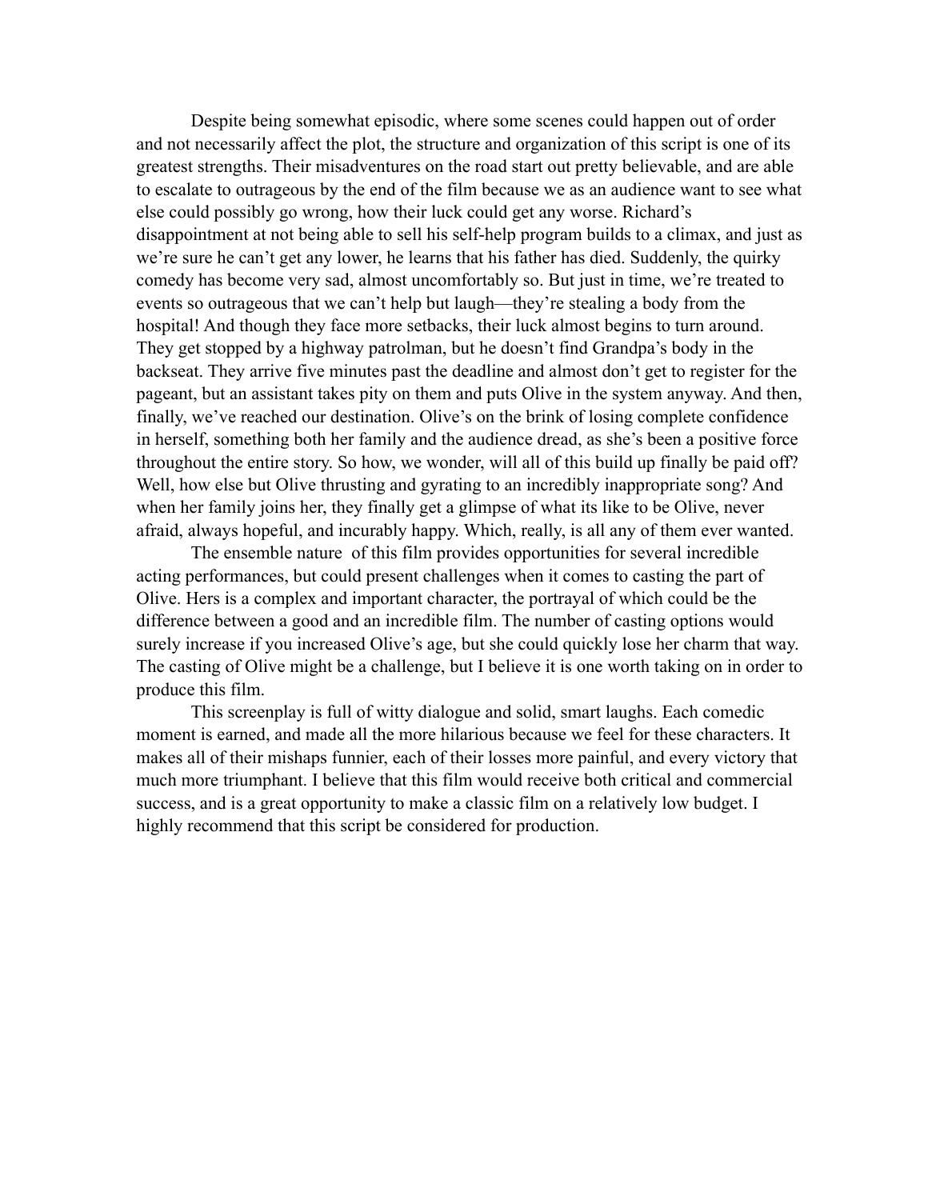Despite being somewhat episodic, where some scenes could happen out of order and not necessarily affect the plot, the structure and organization of this script is one of its greatest strengths. Their misadventures on the road start out pretty believable, and are able to escalate to outrageous by the end of the film because we as an audience want to see what else could possibly go wrong, how their luck could get any worse. Richard's disappointment at not being able to sell his self-help program builds to a climax, and just as we're sure he can't get any lower, he learns that his father has died. Suddenly, the quirky comedy has become very sad, almost uncomfortably so. But just in time, we're treated to events so outrageous that we can't help but laugh—they're stealing a body from the hospital! And though they face more setbacks, their luck almost begins to turn around. They get stopped by a highway patrolman, but he doesn't find Grandpa's body in the backseat. They arrive five minutes past the deadline and almost don't get to register for the pageant, but an assistant takes pity on them and puts Olive in the system anyway. And then, finally, we've reached our destination. Olive's on the brink of losing complete confidence in herself, something both her family and the audience dread, as she's been a positive force throughout the entire story. So how, we wonder, will all of this build up finally be paid off? Well, how else but Olive thrusting and gyrating to an incredibly inappropriate song? And when her family joins her, they finally get a glimpse of what its like to be Olive, never afraid, always hopeful, and incurably happy. Which, really, is all any of them ever wanted.

The ensemble nature of this film provides opportunities for several incredible acting performances, but could present challenges when it comes to casting the part of Olive. Hers is a complex and important character, the portrayal of which could be the difference between a good and an incredible film. The number of casting options would surely increase if you increased Olive's age, but she could quickly lose her charm that way. The casting of Olive might be a challenge, but I believe it is one worth taking on in order to produce this film.

This screenplay is full of witty dialogue and solid, smart laughs. Each comedic moment is earned, and made all the more hilarious because we feel for these characters. It makes all of their mishaps funnier, each of their losses more painful, and every victory that much more triumphant. I believe that this film would receive both critical and commercial success, and is a great opportunity to make a classic film on a relatively low budget. I highly recommend that this script be considered for production.